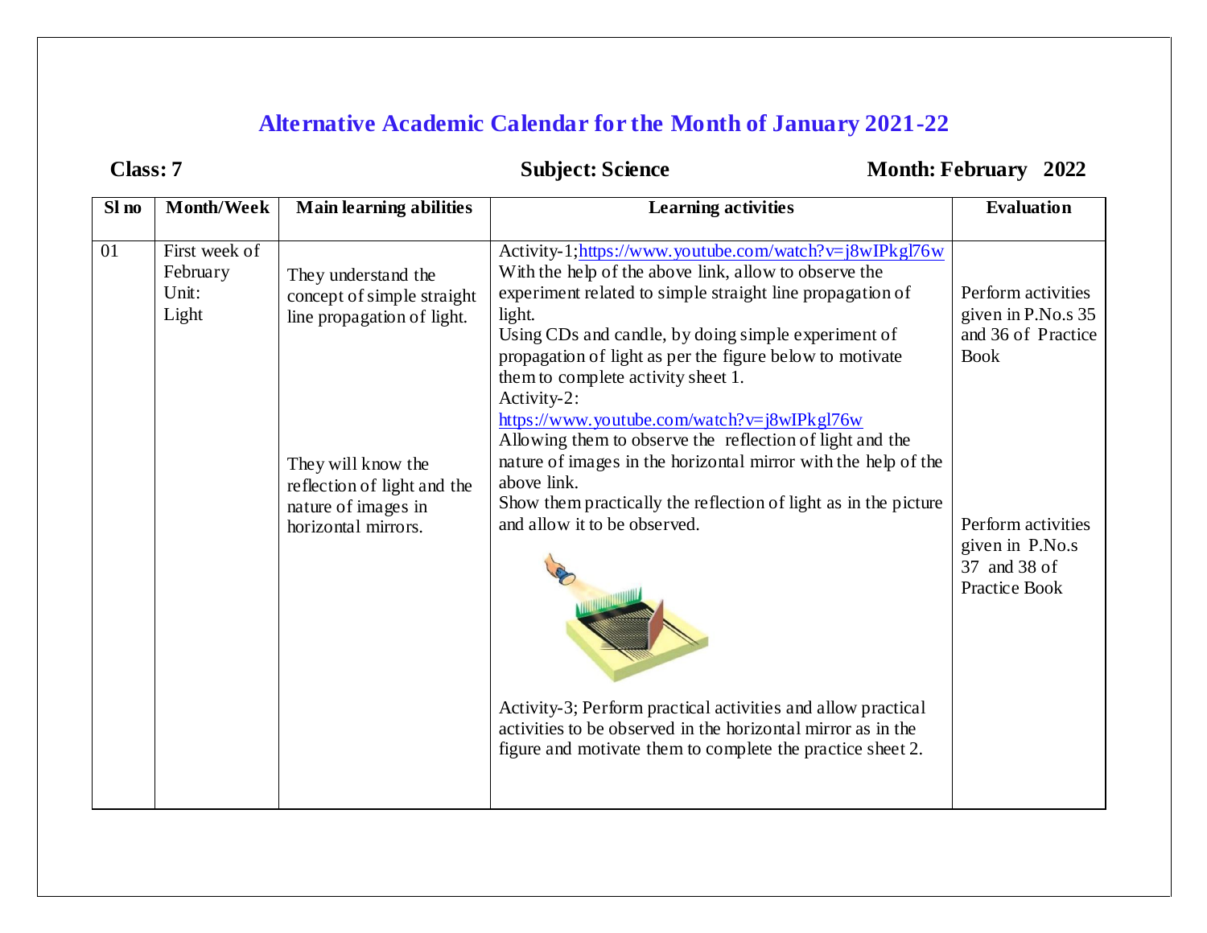# Alternative Academic Calendar for the Month of January 2021-22

**Class: 7** **Subject: Science** **Month: February 2022**

| Sl no | Month/Week | Main learning abilities | Learning activities | Evaluation |
|---|---|---|---|---|
| 01 | First week of February Unit: Light | They understand the concept of simple straight line propagation of light.<br><br>They will know the reflection of light and the nature of images in horizontal mirrors. | Activity-1;https://www.youtube.com/watch?v=j8wIPkgl76w With the help of the above link, allow to observe the experiment related to simple straight line propagation of light. Using CDs and candle, by doing simple experiment of propagation of light as per the figure below to motivate them to complete activity sheet 1.<br>Activity-2: https://www.youtube.com/watch?v=j8wIPkgl76w Allowing them to observe the reflection of light and the nature of images in the horizontal mirror with the help of the above link. Show them practically the reflection of light as in the picture and allow it to be observed.<br><br>Activity-3; Perform practical activities and allow practical activities to be observed in the horizontal mirror as in the figure and motivate them to complete the practice sheet 2. | Perform activities given in P.No.s 35 and 36 of Practice Book<br><br>Perform activities given in P.No.s 37 and 38 of Practice Book |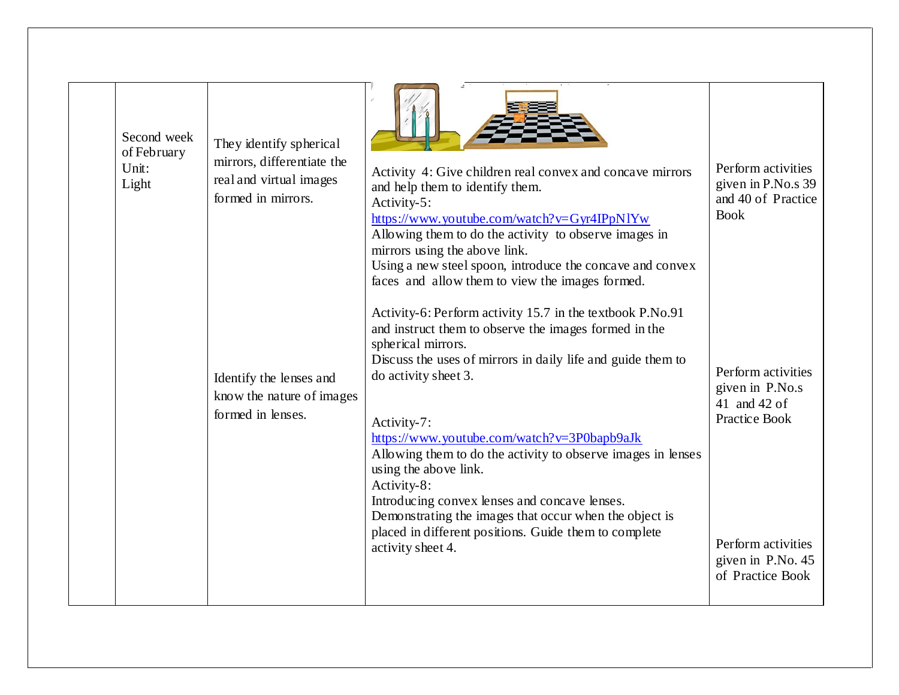| | | | | |
|---|---|---|---|---|
| | Second week of February<br>Unit:<br>Light | They identify spherical mirrors, differentiate the real and virtual images formed in mirrors.<br><br>Identify the lenses and know the nature of images formed in lenses. | Activity 4: Give children real convex and concave mirrors and help them to identify them.<br>Activity-5:<br>https://www.youtube.com/watch?v=Gyr4IPpNlYw<br>Allowing them to do the activity to observe images in mirrors using the above link.<br>Using a new steel spoon, introduce the concave and convex faces and allow them to view the images formed.<br><br>Activity-6: Perform activity 15.7 in the textbook P.No.91 and instruct them to observe the images formed in the spherical mirrors.<br>Discuss the uses of mirrors in daily life and guide them to do activity sheet 3.<br><br>Activity-7:<br>https://www.youtube.com/watch?v=3P0bapb9aJk<br>Allowing them to do the activity to observe images in lenses using the above link.<br>Activity-8:<br>Introducing convex lenses and concave lenses.<br>Demonstrating the images that occur when the object is placed in different positions. Guide them to complete activity sheet 4. | Perform activities given in P.No.s 39 and 40 of Practice Book<br><br>Perform activities given in P.No.s 41 and 42 of Practice Book<br><br>Perform activities given in P.No. 45 of Practice Book |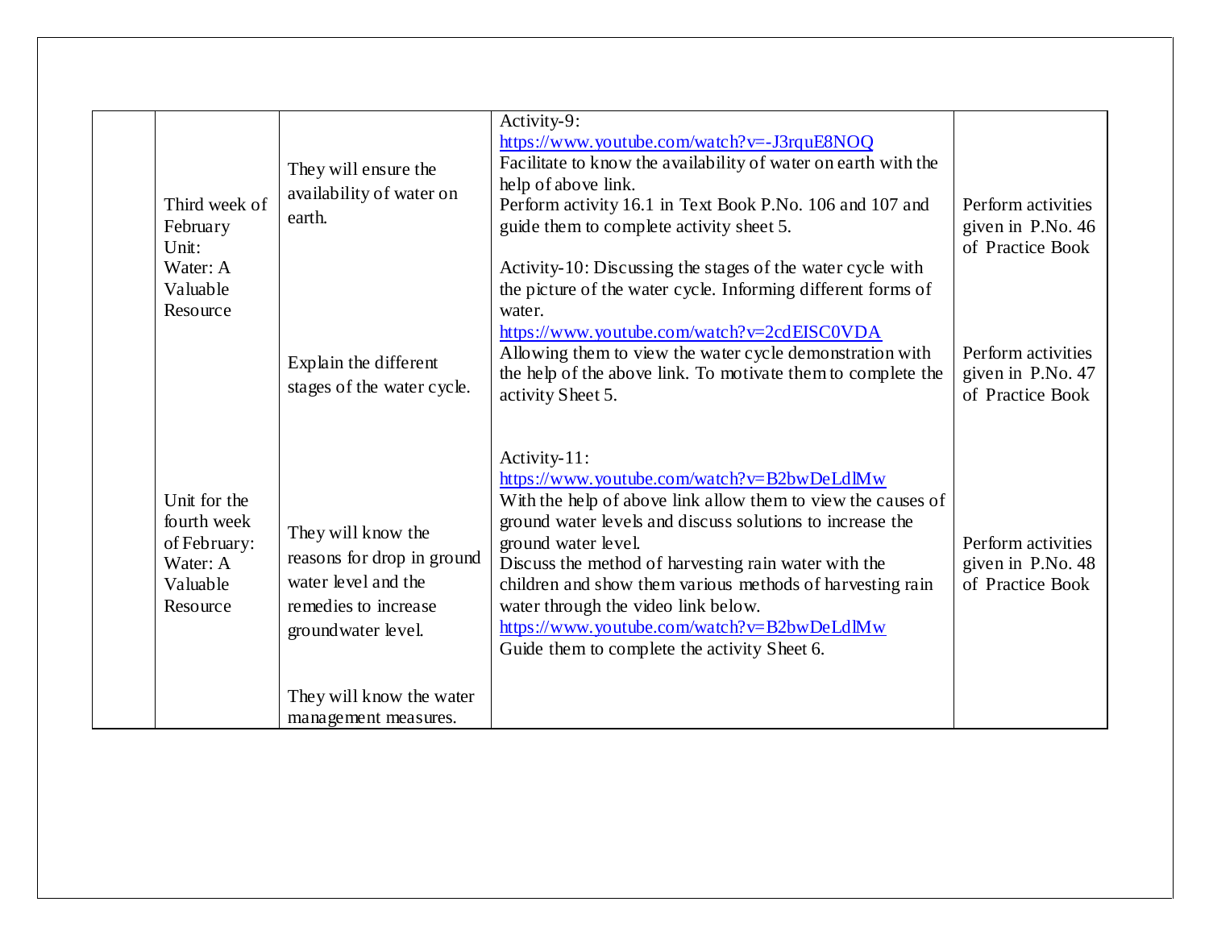| | | | | |
|---|---|---|---|---|
| | Third week of February Unit: Water: A Valuable Resource | They will ensure the availability of water on earth. | Activity-9: https://www.youtube.com/watch?v=-J3rquE8NOQ Facilitate to know the availability of water on earth with the help of above link. Perform activity 16.1 in Text Book P.No. 106 and 107 and guide them to complete activity sheet 5. | Perform activities given in P.No. 46 of Practice Book |
| | | Explain the different stages of the water cycle. | Activity-10: Discussing the stages of the water cycle with the picture of the water cycle. Informing different forms of water. https://www.youtube.com/watch?v=2cdEISC0VDA Allowing them to view the water cycle demonstration with the help of the above link. To motivate them to complete the activity Sheet 5. | Perform activities given in P.No. 47 of Practice Book |
| | Unit for the fourth week of February: Water: A Valuable Resource | They will know the reasons for drop in ground water level and the remedies to increase groundwater level. | Activity-11: https://www.youtube.com/watch?v=B2bwDeLdlMw With the help of above link allow them to view the causes of ground water levels and discuss solutions to increase the ground water level. Discuss the method of harvesting rain water with the children and show them various methods of harvesting rain water through the video link below. https://www.youtube.com/watch?v=B2bwDeLdlMw Guide them to complete the activity Sheet 6. | Perform activities given in P.No. 48 of Practice Book |
| | | They will know the water management measures. | | |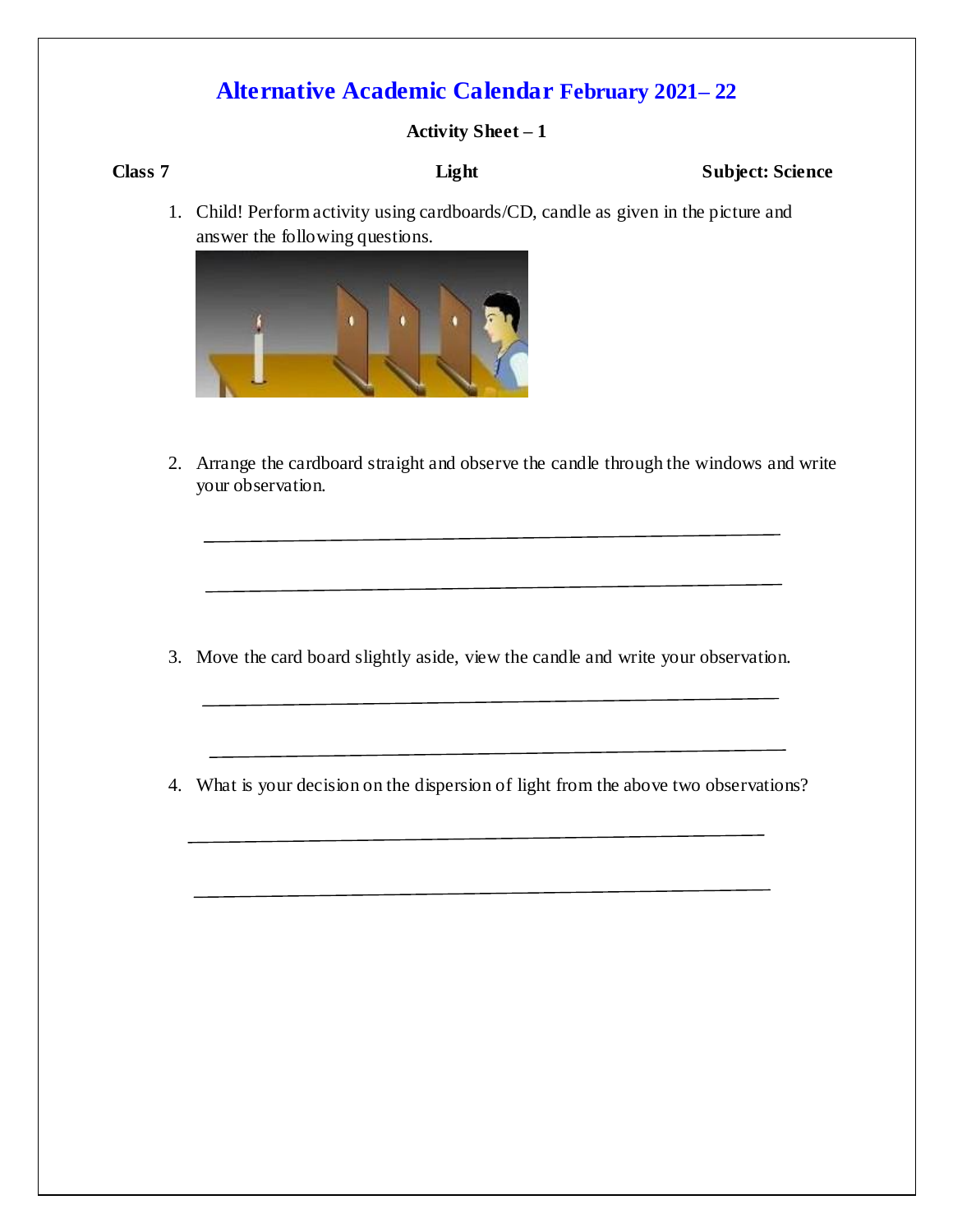# Alternative Academic Calendar February 2021– 22

**Activity Sheet – 1**

**Class 7** **Light** **Subject: Science**

1. Child! Perform activity using cardboards/CD, candle as given in the picture and answer the following questions.

2. Arrange the cardboard straight and observe the candle through the windows and write your observation.

\_\_\_\_\_\_\_\_\_\_\_\_\_\_\_\_\_\_\_\_\_\_\_\_\_\_\_\_\_\_\_\_\_\_\_\_\_\_\_\_\_\_\_\_\_\_\_\_\_\_\_\_\_\_\_\_\_\_\_\_

\_\_\_\_\_\_\_\_\_\_\_\_\_\_\_\_\_\_\_\_\_\_\_\_\_\_\_\_\_\_\_\_\_\_\_\_\_\_\_\_\_\_\_\_\_\_\_\_\_\_\_\_\_\_\_\_\_\_\_\_

3. Move the card board slightly aside, view the candle and write your observation.

\_\_\_\_\_\_\_\_\_\_\_\_\_\_\_\_\_\_\_\_\_\_\_\_\_\_\_\_\_\_\_\_\_\_\_\_\_\_\_\_\_\_\_\_\_\_\_\_\_\_\_\_\_\_\_\_\_\_\_\_

\_\_\_\_\_\_\_\_\_\_\_\_\_\_\_\_\_\_\_\_\_\_\_\_\_\_\_\_\_\_\_\_\_\_\_\_\_\_\_\_\_\_\_\_\_\_\_\_\_\_\_\_\_\_\_\_\_\_\_\_

4. What is your decision on the dispersion of light from the above two observations?

\_\_\_\_\_\_\_\_\_\_\_\_\_\_\_\_\_\_\_\_\_\_\_\_\_\_\_\_\_\_\_\_\_\_\_\_\_\_\_\_\_\_\_\_\_\_\_\_\_\_\_\_\_\_\_\_\_\_\_\_

\_\_\_\_\_\_\_\_\_\_\_\_\_\_\_\_\_\_\_\_\_\_\_\_\_\_\_\_\_\_\_\_\_\_\_\_\_\_\_\_\_\_\_\_\_\_\_\_\_\_\_\_\_\_\_\_\_\_\_\_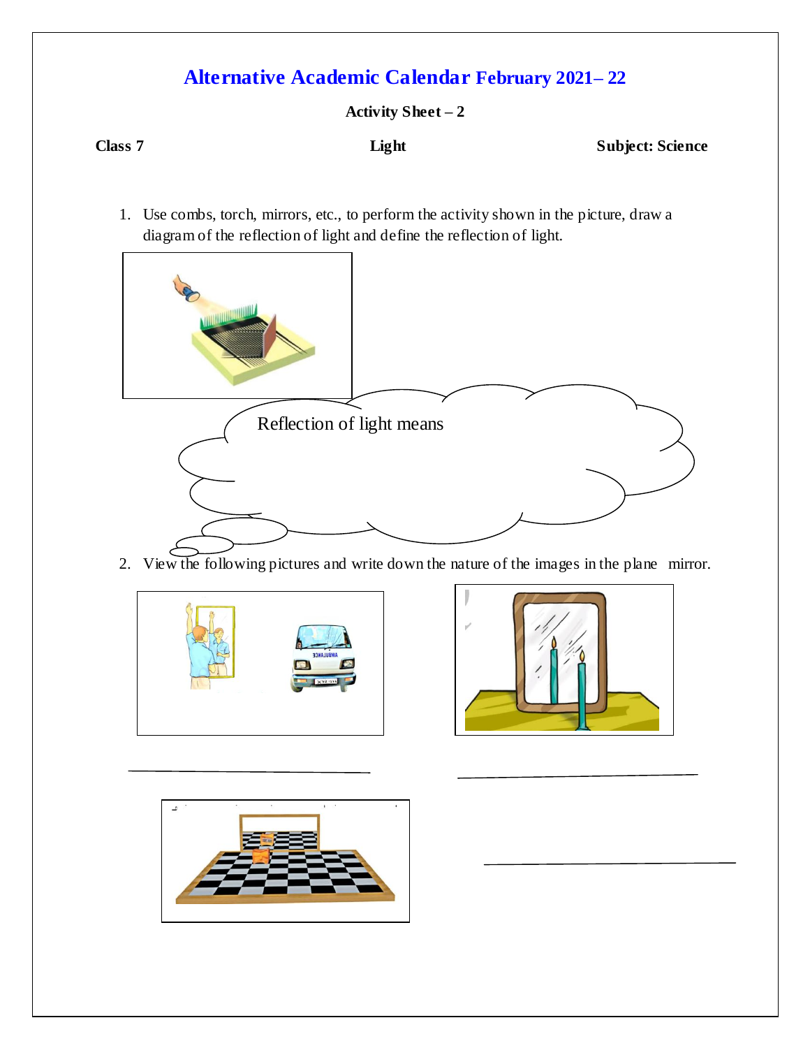# Alternative Academic Calendar February 2021– 22

**Activity Sheet – 2**

**Class 7** **Light** **Subject: Science**

1. Use combs, torch, mirrors, etc., to perform the activity shown in the picture, draw a diagram of the reflection of light and define the reflection of light.

Reflection of light means

2. View the following pictures and write down the nature of the images in the plane mirror.

\_\_\_\_\_\_\_\_\_\_\_\_\_\_\_\_\_\_\_\_\_\_\_\_\_\_\_\_\_\_ \_\_\_\_\_\_\_\_\_\_\_\_\_\_\_\_\_\_\_\_\_\_\_\_\_\_\_\_\_\_

\_\_\_\_\_\_\_\_\_\_\_\_\_\_\_\_\_\_\_\_\_\_\_\_\_\_\_\_\_\_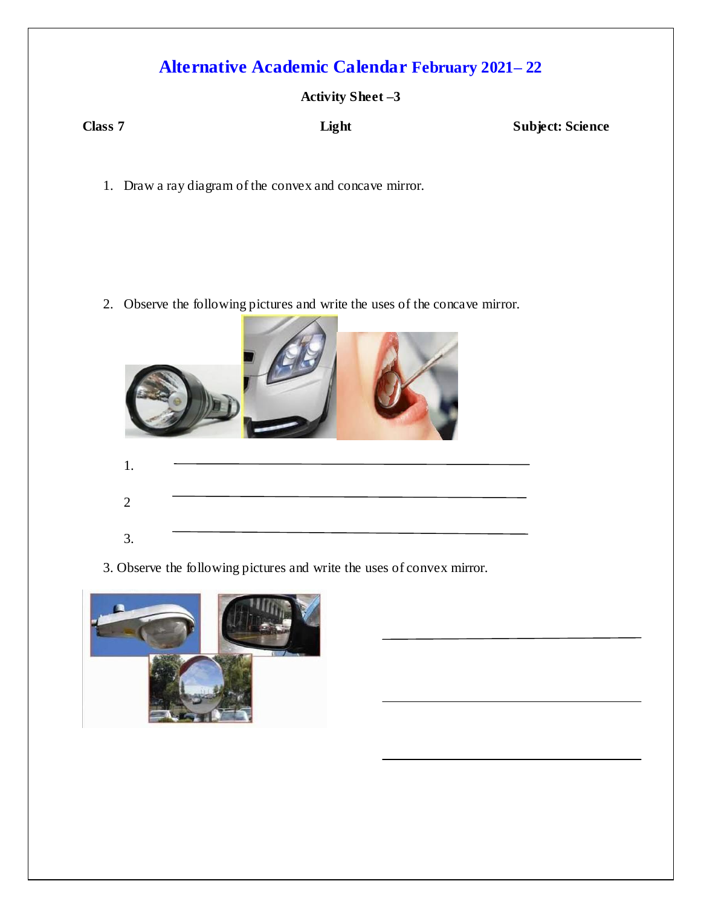# Alternative Academic Calendar February 2021– 22

**Activity Sheet –3**

**Class 7** **Light** **Subject: Science**

1. Draw a ray diagram of the convex and concave mirror.

2. Observe the following pictures and write the uses of the concave mirror.

   1. ____________________________________________
   2. ____________________________________________
   3. ____________________________________________

3. Observe the following pictures and write the uses of convex mirror.

____________________________________________

____________________________________________

____________________________________________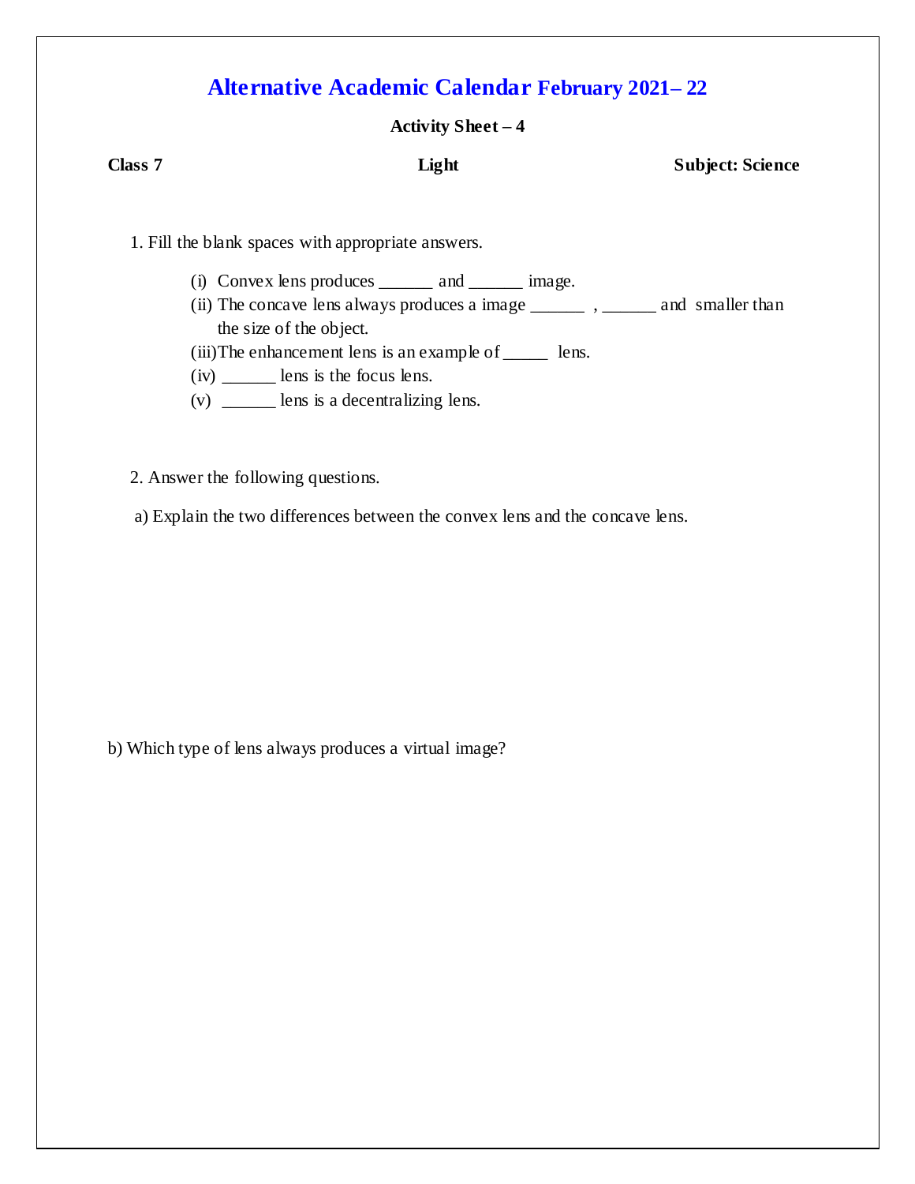# Alternative Academic Calendar February 2021– 22

**Activity Sheet – 4**

**Class 7** **Light** **Subject: Science**

1. Fill the blank spaces with appropriate answers.

   (i) Convex lens produces ______ and ______ image.
   
   (ii) The concave lens always produces a image ______ , ______ and smaller than the size of the object.
   
   (iii) The enhancement lens is an example of _____ lens.
   
   (iv) ______ lens is the focus lens.
   
   (v) ______ lens is a decentralizing lens.

2. Answer the following questions.

a) Explain the two differences between the convex lens and the concave lens.

b) Which type of lens always produces a virtual image?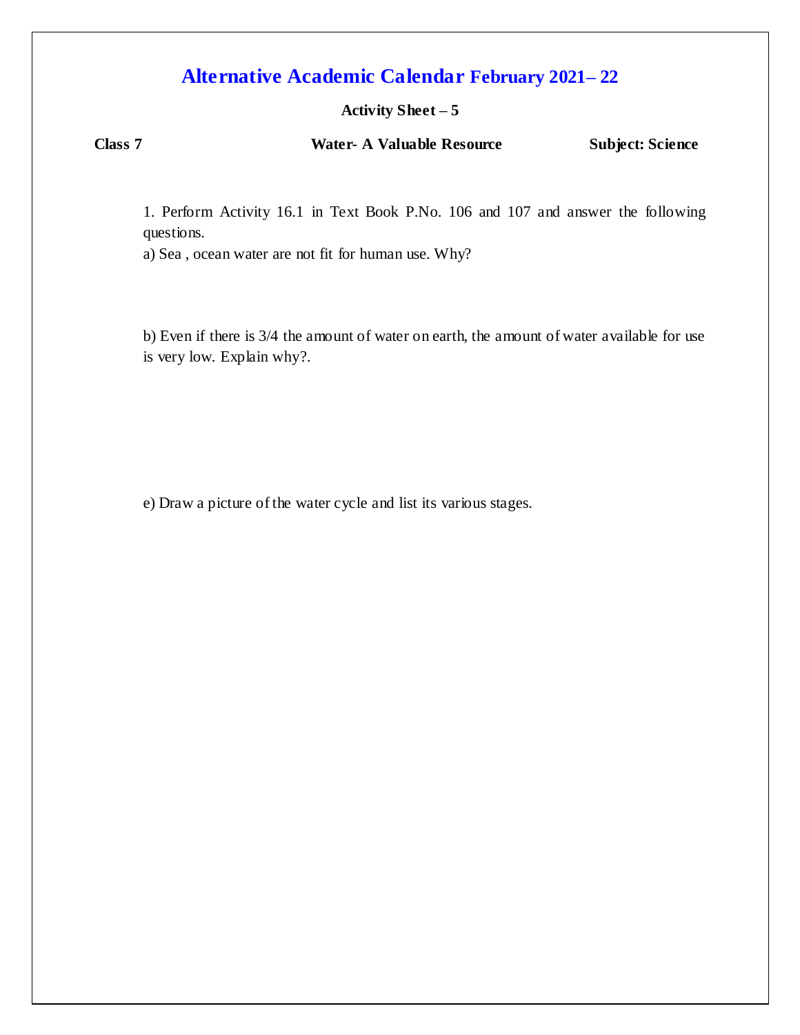# Alternative Academic Calendar February 2021– 22

**Activity Sheet – 5**

**Class 7** **Water- A Valuable Resource** **Subject: Science**

1. Perform Activity 16.1 in Text Book P.No. 106 and 107 and answer the following questions.

a) Sea , ocean water are not fit for human use. Why?

b) Even if there is 3/4 the amount of water on earth, the amount of water available for use is very low. Explain why?.

e) Draw a picture of the water cycle and list its various stages.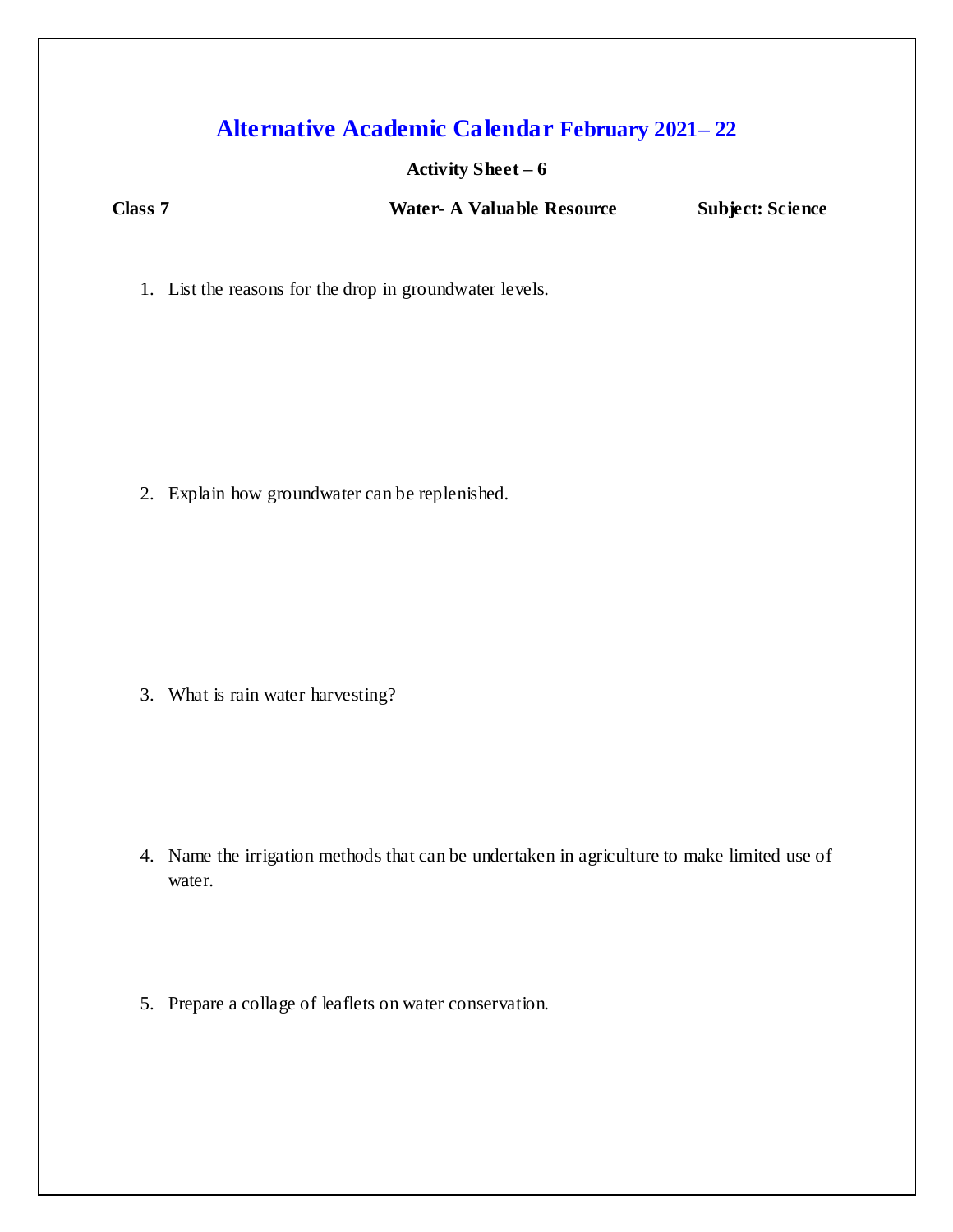# Alternative Academic Calendar February 2021– 22

**Activity Sheet – 6**

**Class 7** **Water- A Valuable Resource** **Subject: Science**

1. List the reasons for the drop in groundwater levels.

2. Explain how groundwater can be replenished.

3. What is rain water harvesting?

4. Name the irrigation methods that can be undertaken in agriculture to make limited use of water.

5. Prepare a collage of leaflets on water conservation.